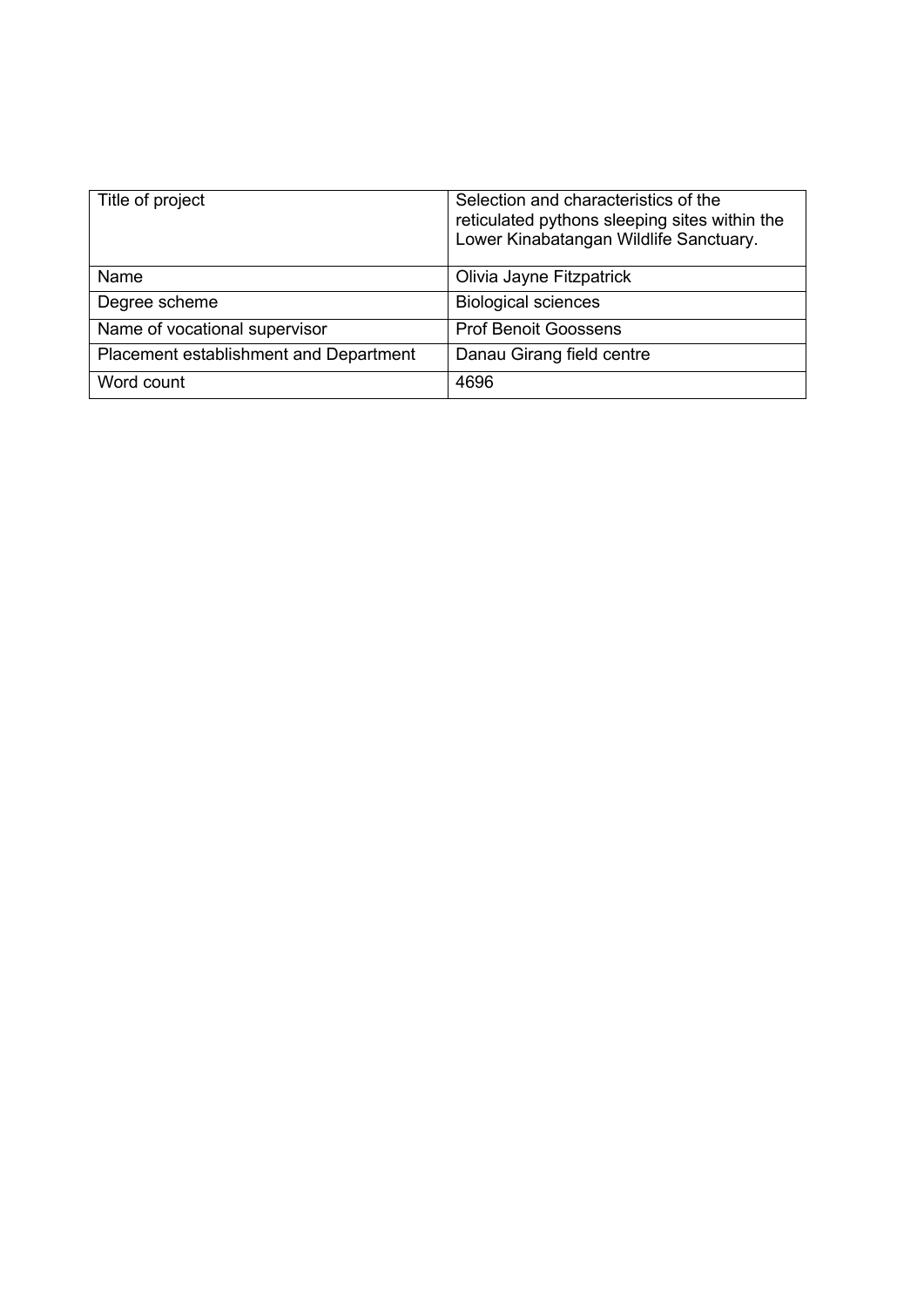| Title of project | Selection and characteristics of the reticulated pythons sleeping sites within the Lower Kinabatangan Wildlife Sanctuary. |
| --- | --- |
| Name | Olivia Jayne Fitzpatrick |
| Degree scheme | Biological sciences |
| Name of vocational supervisor | Prof Benoit Goossens |
| Placement establishment and Department | Danau Girang field centre |
| Word count | 4696 |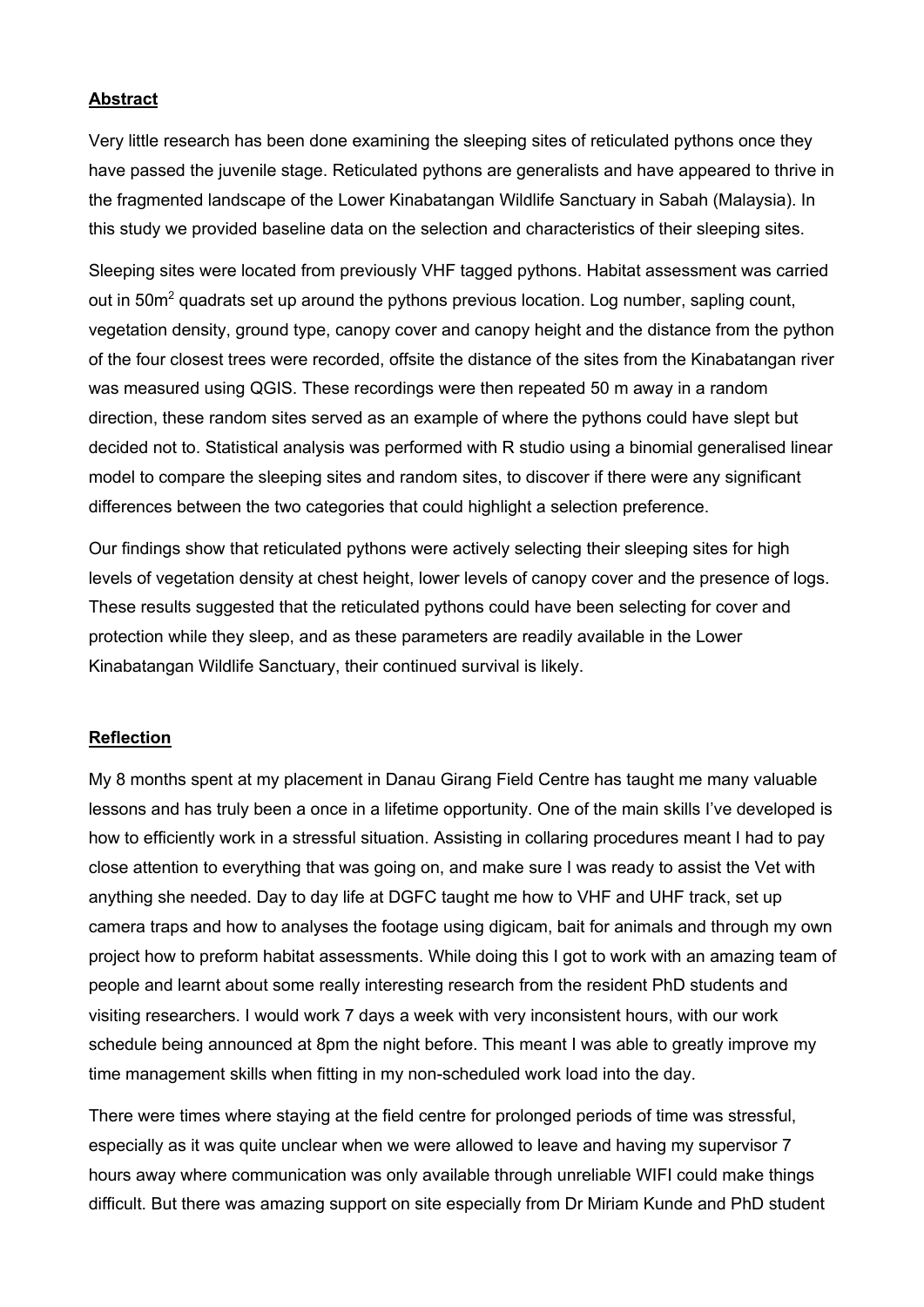## Abstract

Very little research has been done examining the sleeping sites of reticulated pythons once they have passed the juvenile stage. Reticulated pythons are generalists and have appeared to thrive in the fragmented landscape of the Lower Kinabatangan Wildlife Sanctuary in Sabah (Malaysia). In this study we provided baseline data on the selection and characteristics of their sleeping sites.

Sleeping sites were located from previously VHF tagged pythons. Habitat assessment was carried out in $50m^2$ quadrats set up around the pythons previous location. Log number, sapling count, vegetation density, ground type, canopy cover and canopy height and the distance from the python of the four closest trees were recorded, offsite the distance of the sites from the Kinabatangan river was measured using QGIS. These recordings were then repeated 50 m away in a random direction, these random sites served as an example of where the pythons could have slept but decided not to. Statistical analysis was performed with R studio using a binomial generalised linear model to compare the sleeping sites and random sites, to discover if there were any significant differences between the two categories that could highlight a selection preference.

Our findings show that reticulated pythons were actively selecting their sleeping sites for high levels of vegetation density at chest height, lower levels of canopy cover and the presence of logs. These results suggested that the reticulated pythons could have been selecting for cover and protection while they sleep, and as these parameters are readily available in the Lower Kinabatangan Wildlife Sanctuary, their continued survival is likely.

## Reflection

My 8 months spent at my placement in Danau Girang Field Centre has taught me many valuable lessons and has truly been a once in a lifetime opportunity. One of the main skills I've developed is how to efficiently work in a stressful situation. Assisting in collaring procedures meant I had to pay close attention to everything that was going on, and make sure I was ready to assist the Vet with anything she needed. Day to day life at DGFC taught me how to VHF and UHF track, set up camera traps and how to analyses the footage using digicam, bait for animals and through my own project how to preform habitat assessments. While doing this I got to work with an amazing team of people and learnt about some really interesting research from the resident PhD students and visiting researchers. I would work 7 days a week with very inconsistent hours, with our work schedule being announced at 8pm the night before. This meant I was able to greatly improve my time management skills when fitting in my non-scheduled work load into the day.

There were times where staying at the field centre for prolonged periods of time was stressful, especially as it was quite unclear when we were allowed to leave and having my supervisor 7 hours away where communication was only available through unreliable WIFI could make things difficult. But there was amazing support on site especially from Dr Miriam Kunde and PhD student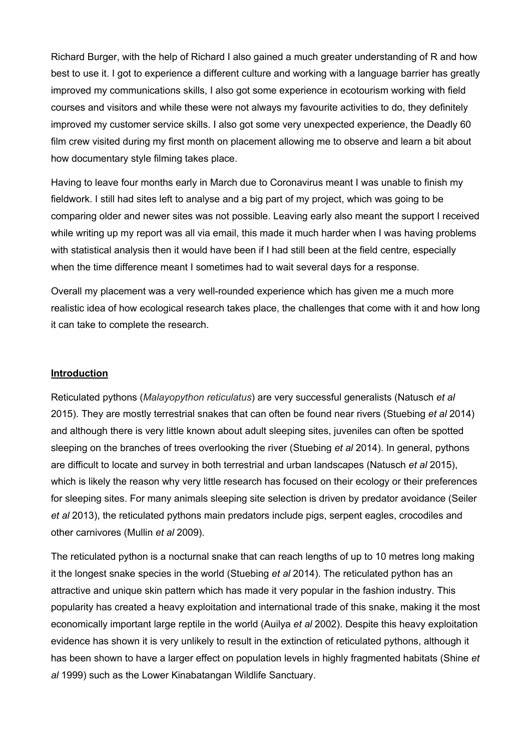Richard Burger, with the help of Richard I also gained a much greater understanding of R and how best to use it. I got to experience a different culture and working with a language barrier has greatly improved my communications skills, I also got some experience in ecotourism working with field courses and visitors and while these were not always my favourite activities to do, they definitely improved my customer service skills. I also got some very unexpected experience, the Deadly 60 film crew visited during my first month on placement allowing me to observe and learn a bit about how documentary style filming takes place.

Having to leave four months early in March due to Coronavirus meant I was unable to finish my fieldwork. I still had sites left to analyse and a big part of my project, which was going to be comparing older and newer sites was not possible. Leaving early also meant the support I received while writing up my report was all via email, this made it much harder when I was having problems with statistical analysis then it would have been if I had still been at the field centre, especially when the time difference meant I sometimes had to wait several days for a response.

Overall my placement was a very well-rounded experience which has given me a much more realistic idea of how ecological research takes place, the challenges that come with it and how long it can take to complete the research.

## Introduction

Reticulated pythons (*Malayopython reticulatus*) are very successful generalists (Natusch *et al* 2015). They are mostly terrestrial snakes that can often be found near rivers (Stuebing *et al* 2014) and although there is very little known about adult sleeping sites, juveniles can often be spotted sleeping on the branches of trees overlooking the river (Stuebing *et al* 2014). In general, pythons are difficult to locate and survey in both terrestrial and urban landscapes (Natusch *et al* 2015), which is likely the reason why very little research has focused on their ecology or their preferences for sleeping sites. For many animals sleeping site selection is driven by predator avoidance (Seiler *et al* 2013), the reticulated pythons main predators include pigs, serpent eagles, crocodiles and other carnivores (Mullin *et al* 2009).

The reticulated python is a nocturnal snake that can reach lengths of up to 10 metres long making it the longest snake species in the world (Stuebing *et al* 2014). The reticulated python has an attractive and unique skin pattern which has made it very popular in the fashion industry. This popularity has created a heavy exploitation and international trade of this snake, making it the most economically important large reptile in the world (Auilya *et al* 2002). Despite this heavy exploitation evidence has shown it is very unlikely to result in the extinction of reticulated pythons, although it has been shown to have a larger effect on population levels in highly fragmented habitats (Shine *et al* 1999) such as the Lower Kinabatangan Wildlife Sanctuary.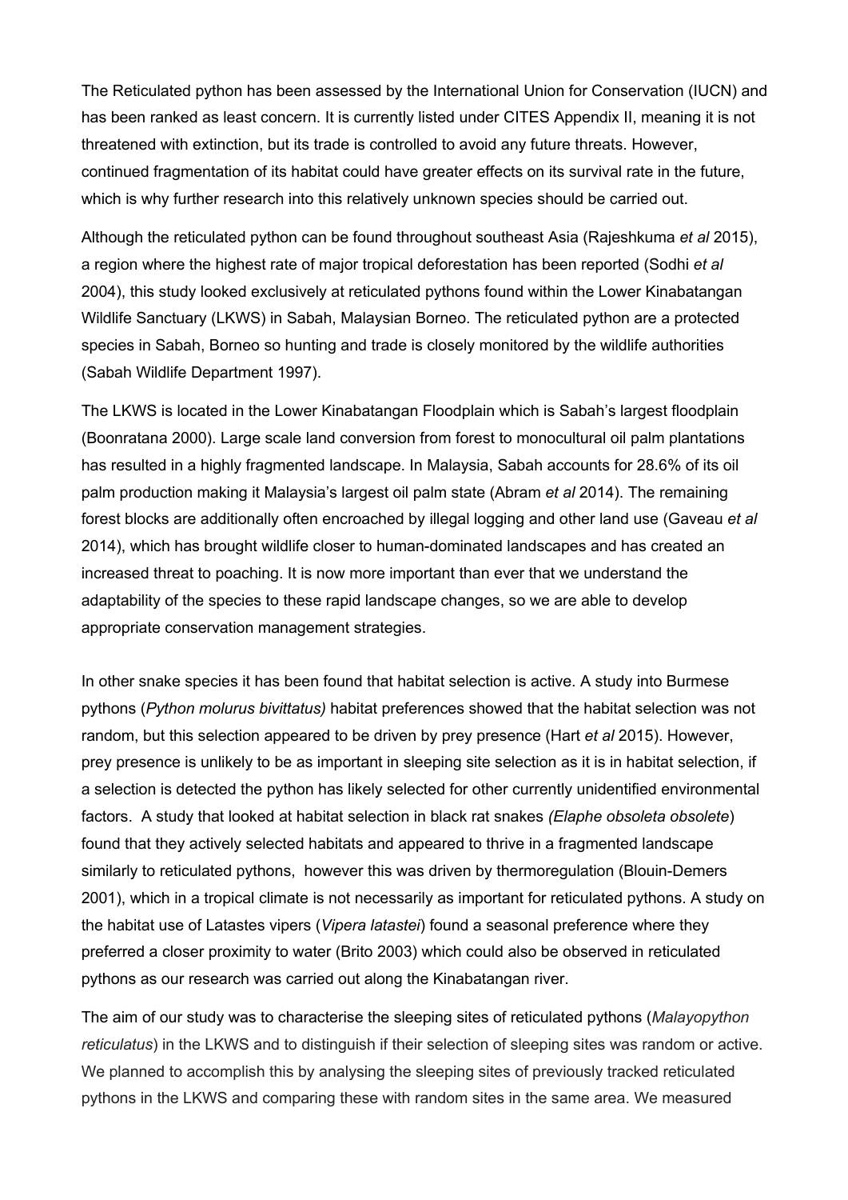The Reticulated python has been assessed by the International Union for Conservation (IUCN) and has been ranked as least concern. It is currently listed under CITES Appendix II, meaning it is not threatened with extinction, but its trade is controlled to avoid any future threats. However, continued fragmentation of its habitat could have greater effects on its survival rate in the future, which is why further research into this relatively unknown species should be carried out.

Although the reticulated python can be found throughout southeast Asia (Rajeshkuma *et al* 2015), a region where the highest rate of major tropical deforestation has been reported (Sodhi *et al* 2004), this study looked exclusively at reticulated pythons found within the Lower Kinabatangan Wildlife Sanctuary (LKWS) in Sabah, Malaysian Borneo. The reticulated python are a protected species in Sabah, Borneo so hunting and trade is closely monitored by the wildlife authorities (Sabah Wildlife Department 1997).

The LKWS is located in the Lower Kinabatangan Floodplain which is Sabah's largest floodplain (Boonratana 2000). Large scale land conversion from forest to monocultural oil palm plantations has resulted in a highly fragmented landscape. In Malaysia, Sabah accounts for 28.6% of its oil palm production making it Malaysia's largest oil palm state (Abram *et al* 2014). The remaining forest blocks are additionally often encroached by illegal logging and other land use (Gaveau *et al* 2014), which has brought wildlife closer to human-dominated landscapes and has created an increased threat to poaching. It is now more important than ever that we understand the adaptability of the species to these rapid landscape changes, so we are able to develop appropriate conservation management strategies.

In other snake species it has been found that habitat selection is active. A study into Burmese pythons (*Python molurus bivittatus)* habitat preferences showed that the habitat selection was not random, but this selection appeared to be driven by prey presence (Hart *et al* 2015). However, prey presence is unlikely to be as important in sleeping site selection as it is in habitat selection, if a selection is detected the python has likely selected for other currently unidentified environmental factors. A study that looked at habitat selection in black rat snakes *(Elaphe obsoleta obsolete*) found that they actively selected habitats and appeared to thrive in a fragmented landscape similarly to reticulated pythons, however this was driven by thermoregulation (Blouin-Demers 2001), which in a tropical climate is not necessarily as important for reticulated pythons. A study on the habitat use of Latastes vipers (*Vipera latastei*) found a seasonal preference where they preferred a closer proximity to water (Brito 2003) which could also be observed in reticulated pythons as our research was carried out along the Kinabatangan river.

The aim of our study was to characterise the sleeping sites of reticulated pythons (*Malayopython reticulatus*) in the LKWS and to distinguish if their selection of sleeping sites was random or active. We planned to accomplish this by analysing the sleeping sites of previously tracked reticulated pythons in the LKWS and comparing these with random sites in the same area. We measured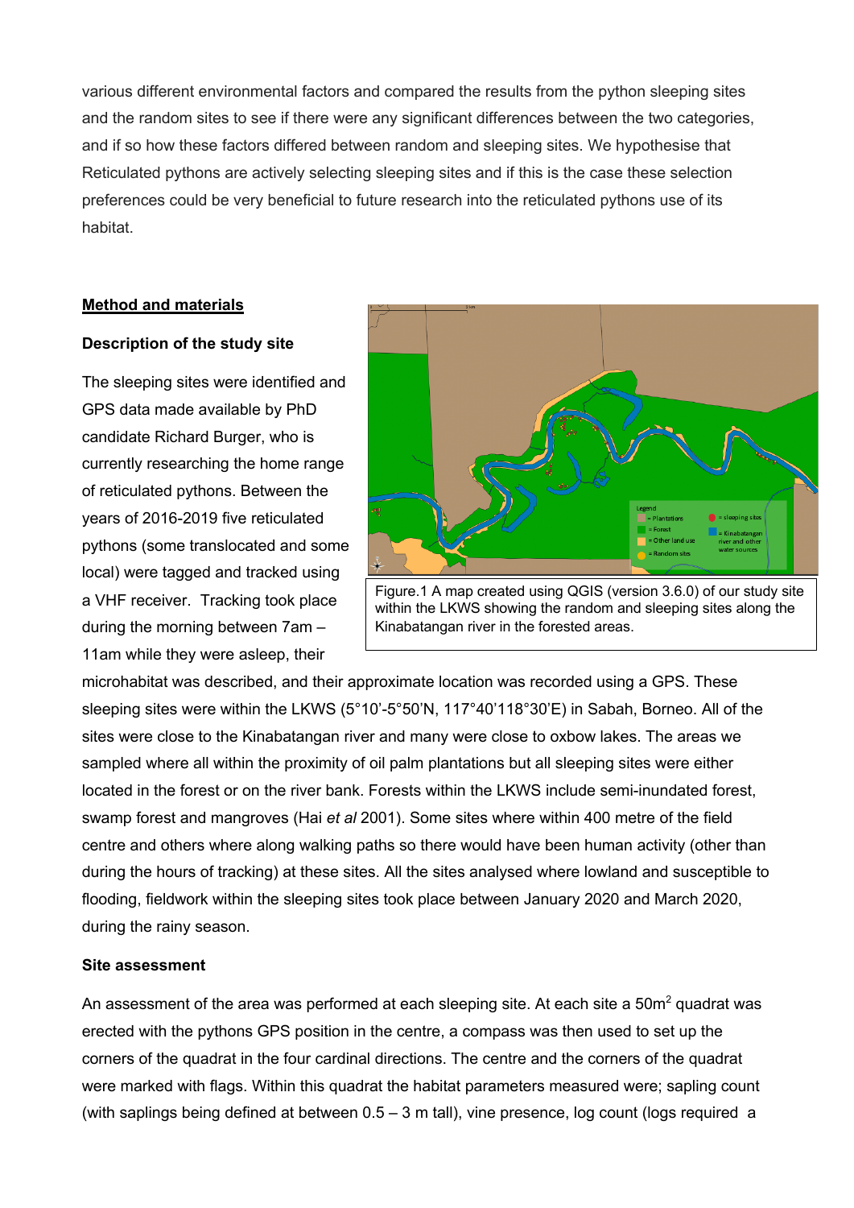various different environmental factors and compared the results from the python sleeping sites and the random sites to see if there were any significant differences between the two categories, and if so how these factors differed between random and sleeping sites. We hypothesise that Reticulated pythons are actively selecting sleeping sites and if this is the case these selection preferences could be very beneficial to future research into the reticulated pythons use of its habitat.

## Method and materials

### Description of the study site

The sleeping sites were identified and GPS data made available by PhD candidate Richard Burger, who is currently researching the home range of reticulated pythons. Between the years of 2016-2019 five reticulated pythons (some translocated and some local) were tagged and tracked using a VHF receiver. Tracking took place during the morning between 7am – 11am while they were asleep, their microhabitat was described, and their approximate location was recorded using a GPS. These sleeping sites were within the LKWS (5°10'-5°50'N, 117°40'118°30'E) in Sabah, Borneo. All of the sites were close to the Kinabatangan river and many were close to oxbow lakes. The areas we sampled where all within the proximity of oil palm plantations but all sleeping sites were either located in the forest or on the river bank. Forests within the LKWS include semi-inundated forest, swamp forest and mangroves (Hai *et al* 2001). Some sites where within 400 metre of the field centre and others where along walking paths so there would have been human activity (other than during the hours of tracking) at these sites. All the sites analysed where lowland and susceptible to flooding, fieldwork within the sleeping sites took place between January 2020 and March 2020, during the rainy season.

Figure.1 A map created using QGIS (version 3.6.0) of our study site within the LKWS showing the random and sleeping sites along the Kinabatangan river in the forested areas.

### Site assessment

An assessment of the area was performed at each sleeping site. At each site a 50m$^2$ quadrat was erected with the pythons GPS position in the centre, a compass was then used to set up the corners of the quadrat in the four cardinal directions. The centre and the corners of the quadrat were marked with flags. Within this quadrat the habitat parameters measured were; sapling count (with saplings being defined at between 0.5 – 3 m tall), vine presence, log count (logs required a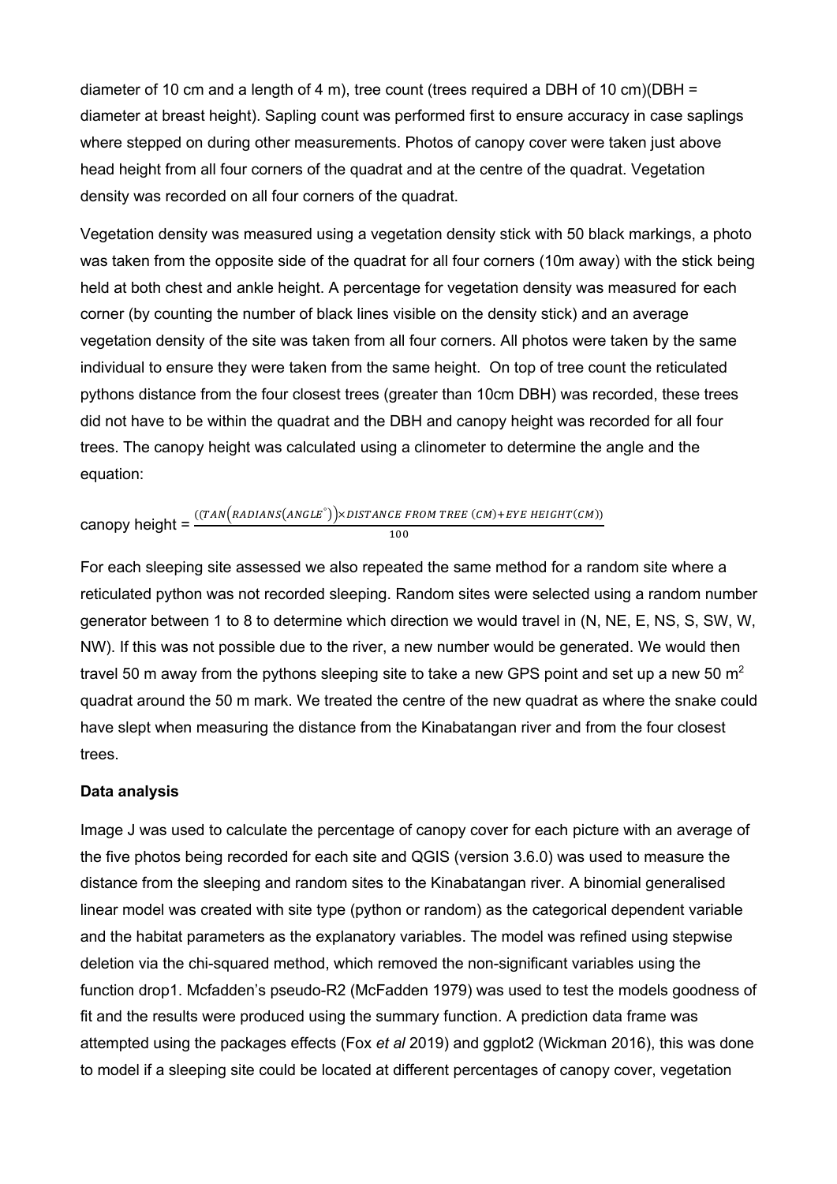diameter of 10 cm and a length of 4 m), tree count (trees required a DBH of 10 cm)(DBH = diameter at breast height). Sapling count was performed first to ensure accuracy in case saplings where stepped on during other measurements. Photos of canopy cover were taken just above head height from all four corners of the quadrat and at the centre of the quadrat. Vegetation density was recorded on all four corners of the quadrat.

Vegetation density was measured using a vegetation density stick with 50 black markings, a photo was taken from the opposite side of the quadrat for all four corners (10m away) with the stick being held at both chest and ankle height. A percentage for vegetation density was measured for each corner (by counting the number of black lines visible on the density stick) and an average vegetation density of the site was taken from all four corners. All photos were taken by the same individual to ensure they were taken from the same height. On top of tree count the reticulated pythons distance from the four closest trees (greater than 10cm DBH) was recorded, these trees did not have to be within the quadrat and the DBH and canopy height was recorded for all four trees. The canopy height was calculated using a clinometer to determine the angle and the equation:

$$\text{canopy height} = \frac{((TAN(RADIANS(ANGLE^{\circ})) \times DISTANCE\ FROM\ TREE\ (CM) + EYE\ HEIGHT(CM))}{100}$$

For each sleeping site assessed we also repeated the same method for a random site where a reticulated python was not recorded sleeping. Random sites were selected using a random number generator between 1 to 8 to determine which direction we would travel in (N, NE, E, NS, S, SW, W, NW). If this was not possible due to the river, a new number would be generated. We would then travel 50 m away from the pythons sleeping site to take a new GPS point and set up a new 50 $m^2$ quadrat around the 50 m mark. We treated the centre of the new quadrat as where the snake could have slept when measuring the distance from the Kinabatangan river and from the four closest trees.

**Data analysis**

Image J was used to calculate the percentage of canopy cover for each picture with an average of the five photos being recorded for each site and QGIS (version 3.6.0) was used to measure the distance from the sleeping and random sites to the Kinabatangan river. A binomial generalised linear model was created with site type (python or random) as the categorical dependent variable and the habitat parameters as the explanatory variables. The model was refined using stepwise deletion via the chi-squared method, which removed the non-significant variables using the function drop1. Mcfadden's pseudo-R2 (McFadden 1979) was used to test the models goodness of fit and the results were produced using the summary function. A prediction data frame was attempted using the packages effects (Fox *et al* 2019) and ggplot2 (Wickman 2016), this was done to model if a sleeping site could be located at different percentages of canopy cover, vegetation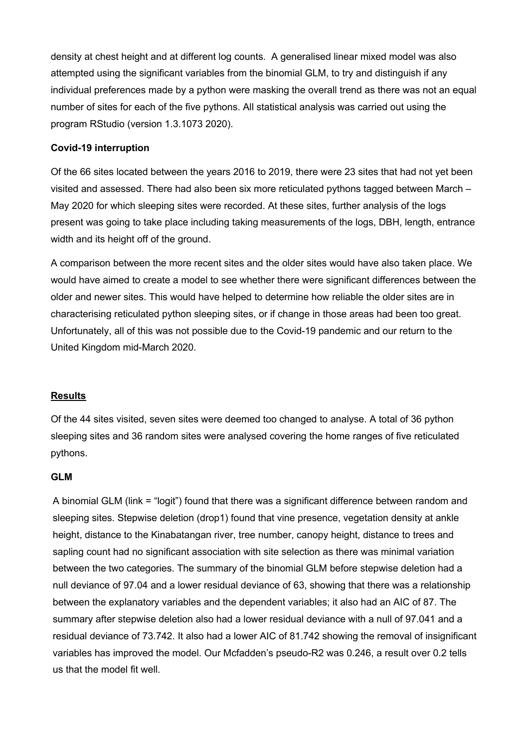density at chest height and at different log counts. A generalised linear mixed model was also attempted using the significant variables from the binomial GLM, to try and distinguish if any individual preferences made by a python were masking the overall trend as there was not an equal number of sites for each of the five pythons. All statistical analysis was carried out using the program RStudio (version 1.3.1073 2020).

**Covid-19 interruption**

Of the 66 sites located between the years 2016 to 2019, there were 23 sites that had not yet been visited and assessed. There had also been six more reticulated pythons tagged between March – May 2020 for which sleeping sites were recorded. At these sites, further analysis of the logs present was going to take place including taking measurements of the logs, DBH, length, entrance width and its height off of the ground.

A comparison between the more recent sites and the older sites would have also taken place. We would have aimed to create a model to see whether there were significant differences between the older and newer sites. This would have helped to determine how reliable the older sites are in characterising reticulated python sleeping sites, or if change in those areas had been too great. Unfortunately, all of this was not possible due to the Covid-19 pandemic and our return to the United Kingdom mid-March 2020.

## Results

Of the 44 sites visited, seven sites were deemed too changed to analyse. A total of 36 python sleeping sites and 36 random sites were analysed covering the home ranges of five reticulated pythons.

**GLM**

A binomial GLM (link = "logit") found that there was a significant difference between random and sleeping sites. Stepwise deletion (drop1) found that vine presence, vegetation density at ankle height, distance to the Kinabatangan river, tree number, canopy height, distance to trees and sapling count had no significant association with site selection as there was minimal variation between the two categories. The summary of the binomial GLM before stepwise deletion had a null deviance of 97.04 and a lower residual deviance of 63, showing that there was a relationship between the explanatory variables and the dependent variables; it also had an AIC of 87. The summary after stepwise deletion also had a lower residual deviance with a null of 97.041 and a residual deviance of 73.742. It also had a lower AIC of 81.742 showing the removal of insignificant variables has improved the model. Our Mcfadden's pseudo-R2 was 0.246, a result over 0.2 tells us that the model fit well.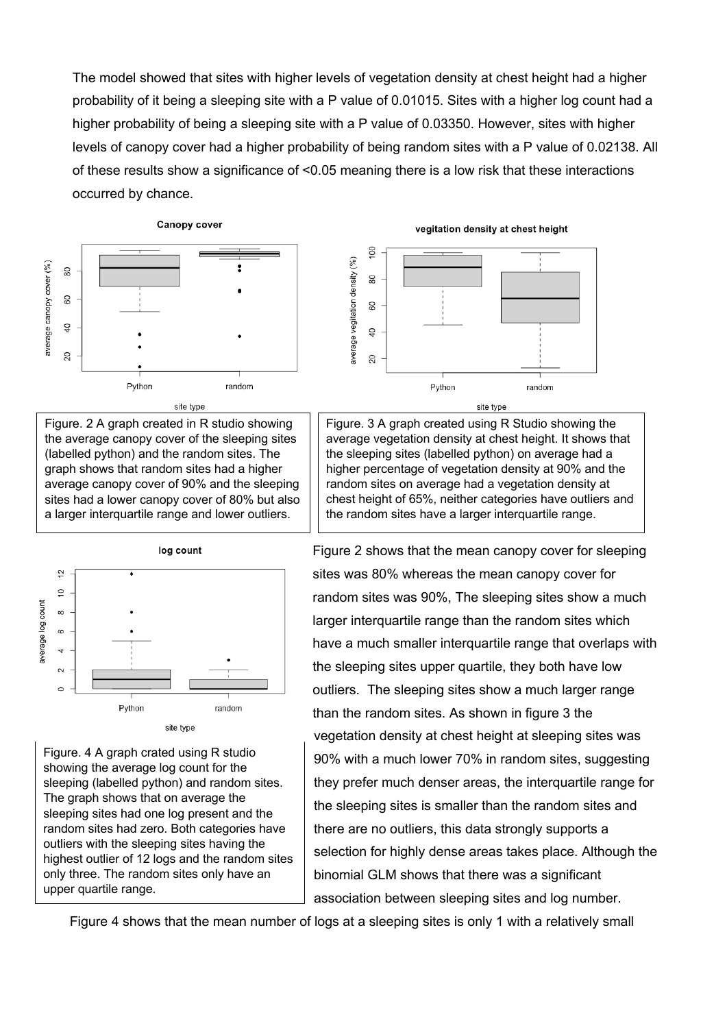The model showed that sites with higher levels of vegetation density at chest height had a higher probability of it being a sleeping site with a P value of 0.01015. Sites with a higher log count had a higher probability of being a sleeping site with a P value of 0.03350. However, sites with higher levels of canopy cover had a higher probability of being random sites with a P value of 0.02138. All of these results show a significance of <0.05 meaning there is a low risk that these interactions occurred by chance.

Figure. 2 A graph created in R studio showing the average canopy cover of the sleeping sites (labelled python) and the random sites. The graph shows that random sites had a higher average canopy cover of 90% and the sleeping sites had a lower canopy cover of 80% but also a larger interquartile range and lower outliers.

Figure. 3 A graph created using R Studio showing the average vegetation density at chest height. It shows that the sleeping sites (labelled python) on average had a higher percentage of vegetation density at 90% and the random sites on average had a vegetation density at chest height of 65%, neither categories have outliers and the random sites have a larger interquartile range.

Figure. 4 A graph crated using R studio showing the average log count for the sleeping (labelled python) and random sites. The graph shows that on average the sleeping sites had one log present and the random sites had zero. Both categories have outliers with the sleeping sites having the highest outlier of 12 logs and the random sites only three. The random sites only have an upper quartile range.

Figure 2 shows that the mean canopy cover for sleeping sites was 80% whereas the mean canopy cover for random sites was 90%, The sleeping sites show a much larger interquartile range than the random sites which have a much smaller interquartile range that overlaps with the sleeping sites upper quartile, they both have low outliers. The sleeping sites show a much larger range than the random sites. As shown in figure 3 the vegetation density at chest height at sleeping sites was 90% with a much lower 70% in random sites, suggesting they prefer much denser areas, the interquartile range for the sleeping sites is smaller than the random sites and there are no outliers, this data strongly supports a selection for highly dense areas takes place. Although the binomial GLM shows that there was a significant association between sleeping sites and log number.

Figure 4 shows that the mean number of logs at a sleeping sites is only 1 with a relatively small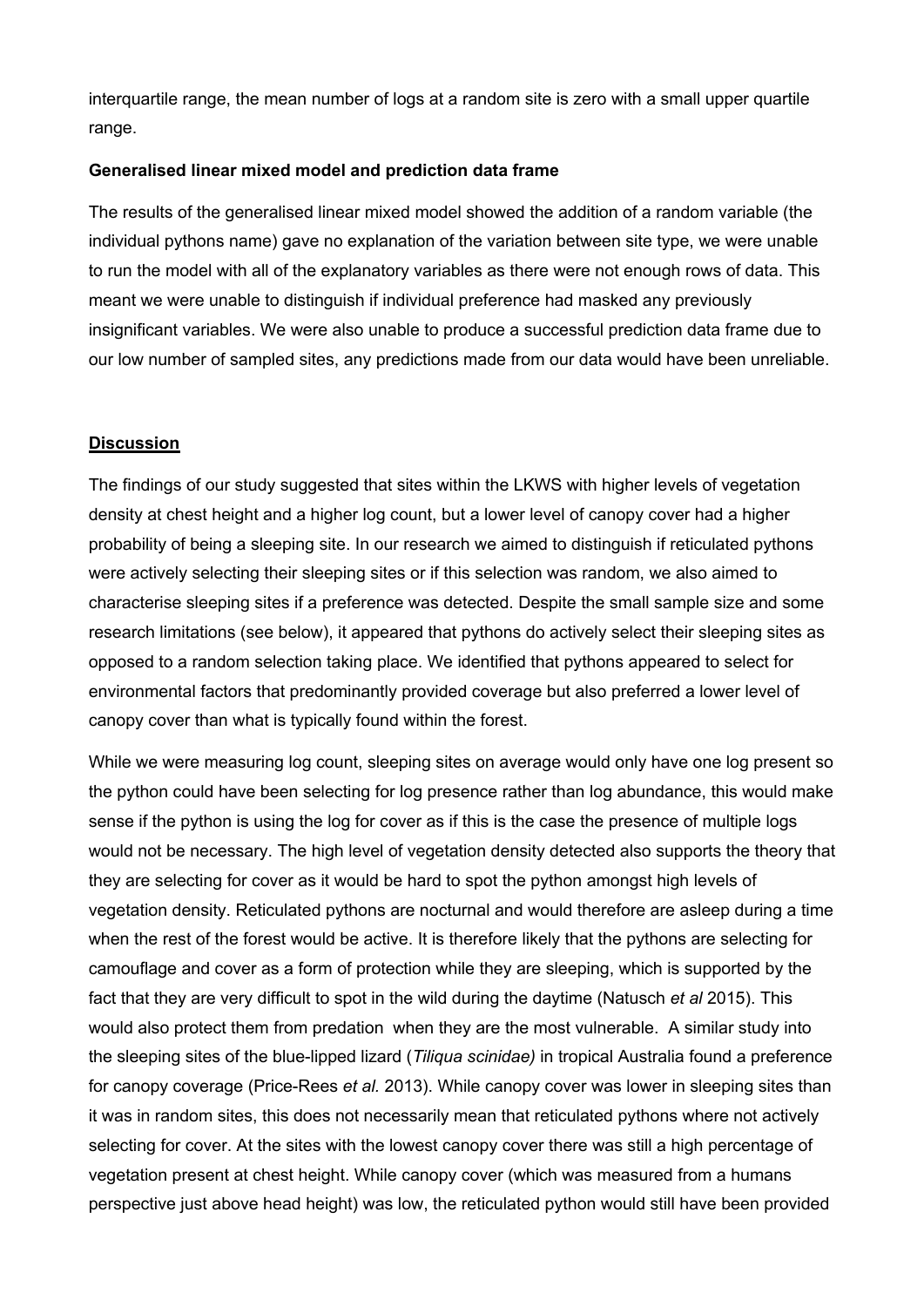interquartile range, the mean number of logs at a random site is zero with a small upper quartile range.

**Generalised linear mixed model and prediction data frame**

The results of the generalised linear mixed model showed the addition of a random variable (the individual pythons name) gave no explanation of the variation between site type, we were unable to run the model with all of the explanatory variables as there were not enough rows of data. This meant we were unable to distinguish if individual preference had masked any previously insignificant variables. We were also unable to produce a successful prediction data frame due to our low number of sampled sites, any predictions made from our data would have been unreliable.

## Discussion

The findings of our study suggested that sites within the LKWS with higher levels of vegetation density at chest height and a higher log count, but a lower level of canopy cover had a higher probability of being a sleeping site. In our research we aimed to distinguish if reticulated pythons were actively selecting their sleeping sites or if this selection was random, we also aimed to characterise sleeping sites if a preference was detected. Despite the small sample size and some research limitations (see below), it appeared that pythons do actively select their sleeping sites as opposed to a random selection taking place. We identified that pythons appeared to select for environmental factors that predominantly provided coverage but also preferred a lower level of canopy cover than what is typically found within the forest.

While we were measuring log count, sleeping sites on average would only have one log present so the python could have been selecting for log presence rather than log abundance, this would make sense if the python is using the log for cover as if this is the case the presence of multiple logs would not be necessary. The high level of vegetation density detected also supports the theory that they are selecting for cover as it would be hard to spot the python amongst high levels of vegetation density. Reticulated pythons are nocturnal and would therefore are asleep during a time when the rest of the forest would be active. It is therefore likely that the pythons are selecting for camouflage and cover as a form of protection while they are sleeping, which is supported by the fact that they are very difficult to spot in the wild during the daytime (Natusch *et al* 2015). This would also protect them from predation when they are the most vulnerable. A similar study into the sleeping sites of the blue-lipped lizard (*Tiliqua scinidae)* in tropical Australia found a preference for canopy coverage (Price-Rees *et al.* 2013). While canopy cover was lower in sleeping sites than it was in random sites, this does not necessarily mean that reticulated pythons where not actively selecting for cover. At the sites with the lowest canopy cover there was still a high percentage of vegetation present at chest height. While canopy cover (which was measured from a humans perspective just above head height) was low, the reticulated python would still have been provided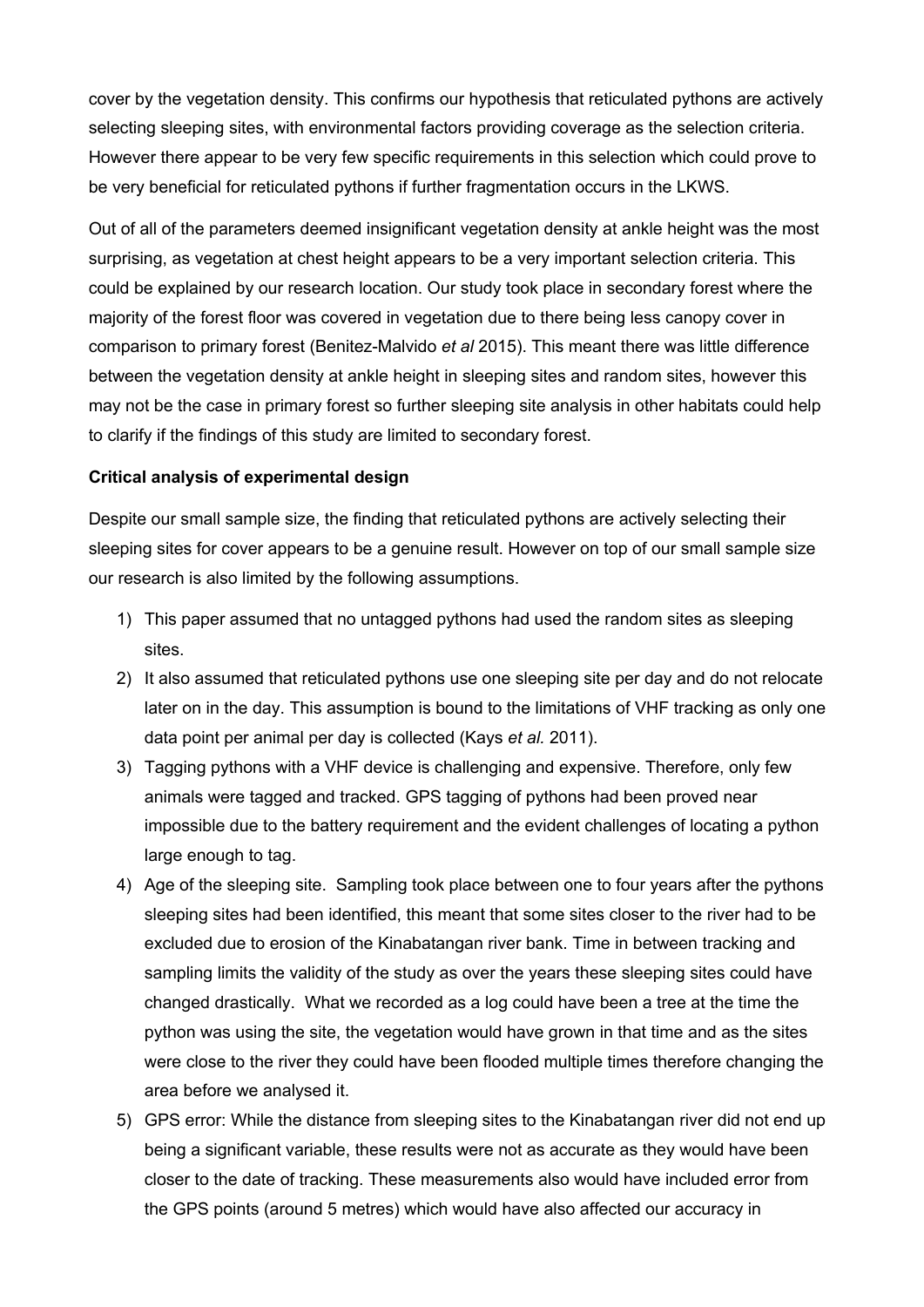cover by the vegetation density. This confirms our hypothesis that reticulated pythons are actively selecting sleeping sites, with environmental factors providing coverage as the selection criteria. However there appear to be very few specific requirements in this selection which could prove to be very beneficial for reticulated pythons if further fragmentation occurs in the LKWS.

Out of all of the parameters deemed insignificant vegetation density at ankle height was the most surprising, as vegetation at chest height appears to be a very important selection criteria. This could be explained by our research location. Our study took place in secondary forest where the majority of the forest floor was covered in vegetation due to there being less canopy cover in comparison to primary forest (Benitez-Malvido *et al* 2015). This meant there was little difference between the vegetation density at ankle height in sleeping sites and random sites, however this may not be the case in primary forest so further sleeping site analysis in other habitats could help to clarify if the findings of this study are limited to secondary forest.

**Critical analysis of experimental design**

Despite our small sample size, the finding that reticulated pythons are actively selecting their sleeping sites for cover appears to be a genuine result. However on top of our small sample size our research is also limited by the following assumptions.

1) This paper assumed that no untagged pythons had used the random sites as sleeping sites.
2) It also assumed that reticulated pythons use one sleeping site per day and do not relocate later on in the day. This assumption is bound to the limitations of VHF tracking as only one data point per animal per day is collected (Kays *et al.* 2011).
3) Tagging pythons with a VHF device is challenging and expensive. Therefore, only few animals were tagged and tracked. GPS tagging of pythons had been proved near impossible due to the battery requirement and the evident challenges of locating a python large enough to tag.
4) Age of the sleeping site. Sampling took place between one to four years after the pythons sleeping sites had been identified, this meant that some sites closer to the river had to be excluded due to erosion of the Kinabatangan river bank. Time in between tracking and sampling limits the validity of the study as over the years these sleeping sites could have changed drastically. What we recorded as a log could have been a tree at the time the python was using the site, the vegetation would have grown in that time and as the sites were close to the river they could have been flooded multiple times therefore changing the area before we analysed it.
5) GPS error: While the distance from sleeping sites to the Kinabatangan river did not end up being a significant variable, these results were not as accurate as they would have been closer to the date of tracking. These measurements also would have included error from the GPS points (around 5 metres) which would have also affected our accuracy in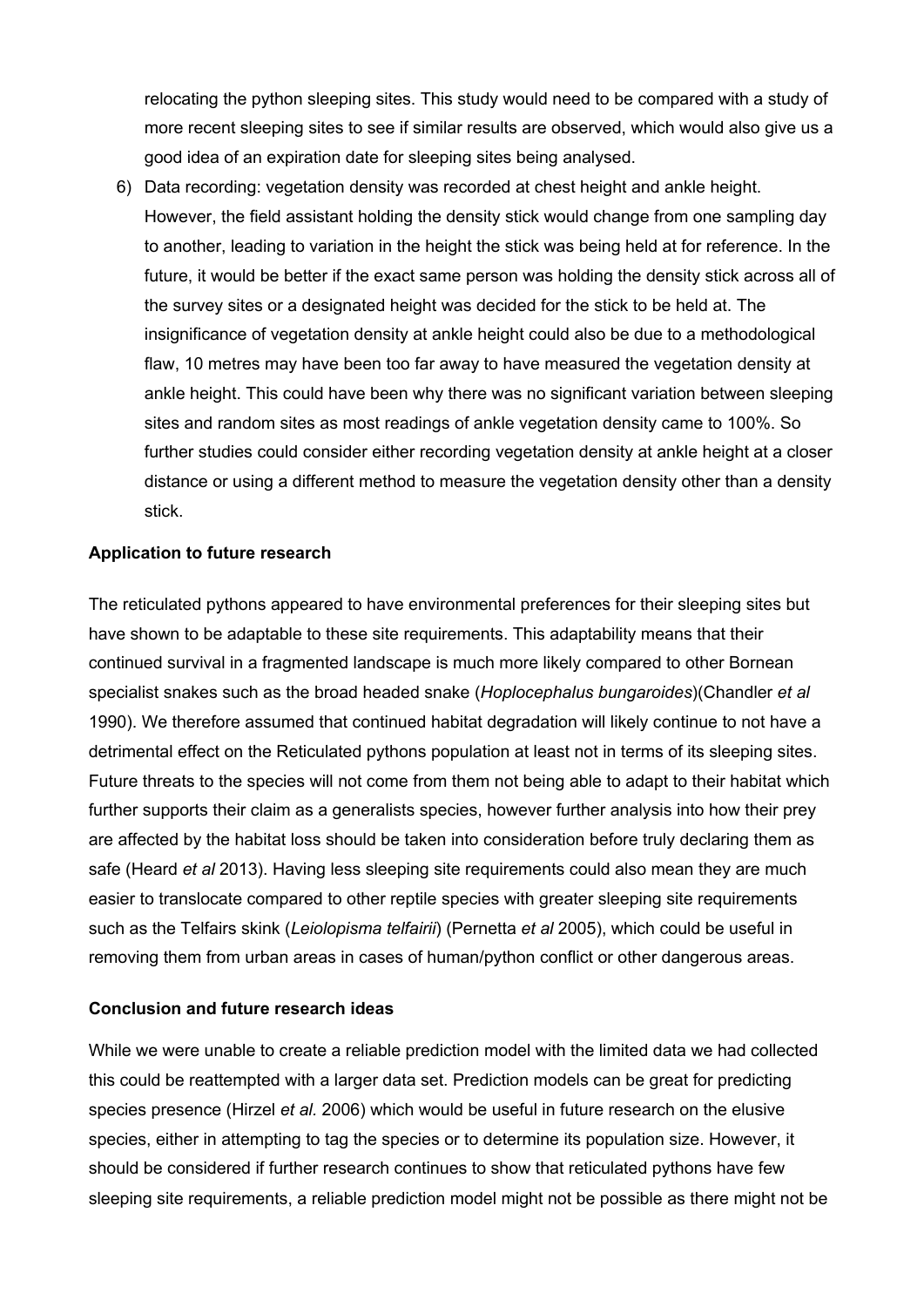relocating the python sleeping sites. This study would need to be compared with a study of more recent sleeping sites to see if similar results are observed, which would also give us a good idea of an expiration date for sleeping sites being analysed.

6) Data recording: vegetation density was recorded at chest height and ankle height. However, the field assistant holding the density stick would change from one sampling day to another, leading to variation in the height the stick was being held at for reference. In the future, it would be better if the exact same person was holding the density stick across all of the survey sites or a designated height was decided for the stick to be held at. The insignificance of vegetation density at ankle height could also be due to a methodological flaw, 10 metres may have been too far away to have measured the vegetation density at ankle height. This could have been why there was no significant variation between sleeping sites and random sites as most readings of ankle vegetation density came to 100%. So further studies could consider either recording vegetation density at ankle height at a closer distance or using a different method to measure the vegetation density other than a density stick.

**Application to future research**

The reticulated pythons appeared to have environmental preferences for their sleeping sites but have shown to be adaptable to these site requirements. This adaptability means that their continued survival in a fragmented landscape is much more likely compared to other Bornean specialist snakes such as the broad headed snake (*Hoplocephalus bungaroides*)(Chandler *et al* 1990). We therefore assumed that continued habitat degradation will likely continue to not have a detrimental effect on the Reticulated pythons population at least not in terms of its sleeping sites. Future threats to the species will not come from them not being able to adapt to their habitat which further supports their claim as a generalists species, however further analysis into how their prey are affected by the habitat loss should be taken into consideration before truly declaring them as safe (Heard *et al* 2013). Having less sleeping site requirements could also mean they are much easier to translocate compared to other reptile species with greater sleeping site requirements such as the Telfairs skink (*Leiolopisma telfairii*) (Pernetta *et al* 2005), which could be useful in removing them from urban areas in cases of human/python conflict or other dangerous areas.

**Conclusion and future research ideas**

While we were unable to create a reliable prediction model with the limited data we had collected this could be reattempted with a larger data set. Prediction models can be great for predicting species presence (Hirzel *et al.* 2006) which would be useful in future research on the elusive species, either in attempting to tag the species or to determine its population size. However, it should be considered if further research continues to show that reticulated pythons have few sleeping site requirements, a reliable prediction model might not be possible as there might not be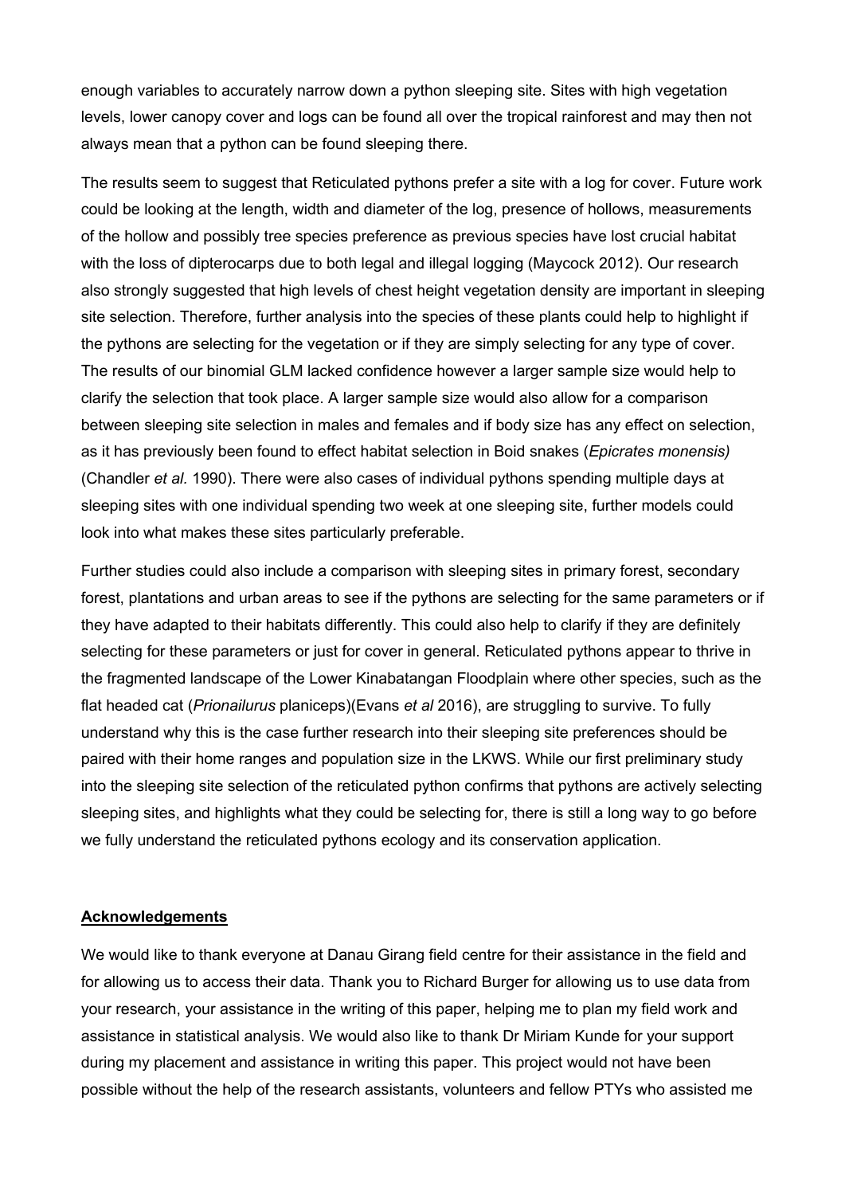enough variables to accurately narrow down a python sleeping site. Sites with high vegetation levels, lower canopy cover and logs can be found all over the tropical rainforest and may then not always mean that a python can be found sleeping there.

The results seem to suggest that Reticulated pythons prefer a site with a log for cover. Future work could be looking at the length, width and diameter of the log, presence of hollows, measurements of the hollow and possibly tree species preference as previous species have lost crucial habitat with the loss of dipterocarps due to both legal and illegal logging (Maycock 2012). Our research also strongly suggested that high levels of chest height vegetation density are important in sleeping site selection. Therefore, further analysis into the species of these plants could help to highlight if the pythons are selecting for the vegetation or if they are simply selecting for any type of cover. The results of our binomial GLM lacked confidence however a larger sample size would help to clarify the selection that took place. A larger sample size would also allow for a comparison between sleeping site selection in males and females and if body size has any effect on selection, as it has previously been found to effect habitat selection in Boid snakes (*Epicrates monensis)* (Chandler *et al.* 1990). There were also cases of individual pythons spending multiple days at sleeping sites with one individual spending two week at one sleeping site, further models could look into what makes these sites particularly preferable.

Further studies could also include a comparison with sleeping sites in primary forest, secondary forest, plantations and urban areas to see if the pythons are selecting for the same parameters or if they have adapted to their habitats differently. This could also help to clarify if they are definitely selecting for these parameters or just for cover in general. Reticulated pythons appear to thrive in the fragmented landscape of the Lower Kinabatangan Floodplain where other species, such as the flat headed cat (*Prionailurus* planiceps)(Evans *et al* 2016), are struggling to survive. To fully understand why this is the case further research into their sleeping site preferences should be paired with their home ranges and population size in the LKWS. While our first preliminary study into the sleeping site selection of the reticulated python confirms that pythons are actively selecting sleeping sites, and highlights what they could be selecting for, there is still a long way to go before we fully understand the reticulated pythons ecology and its conservation application.

## <u>Acknowledgements</u>

We would like to thank everyone at Danau Girang field centre for their assistance in the field and for allowing us to access their data. Thank you to Richard Burger for allowing us to use data from your research, your assistance in the writing of this paper, helping me to plan my field work and assistance in statistical analysis. We would also like to thank Dr Miriam Kunde for your support during my placement and assistance in writing this paper. This project would not have been possible without the help of the research assistants, volunteers and fellow PTYs who assisted me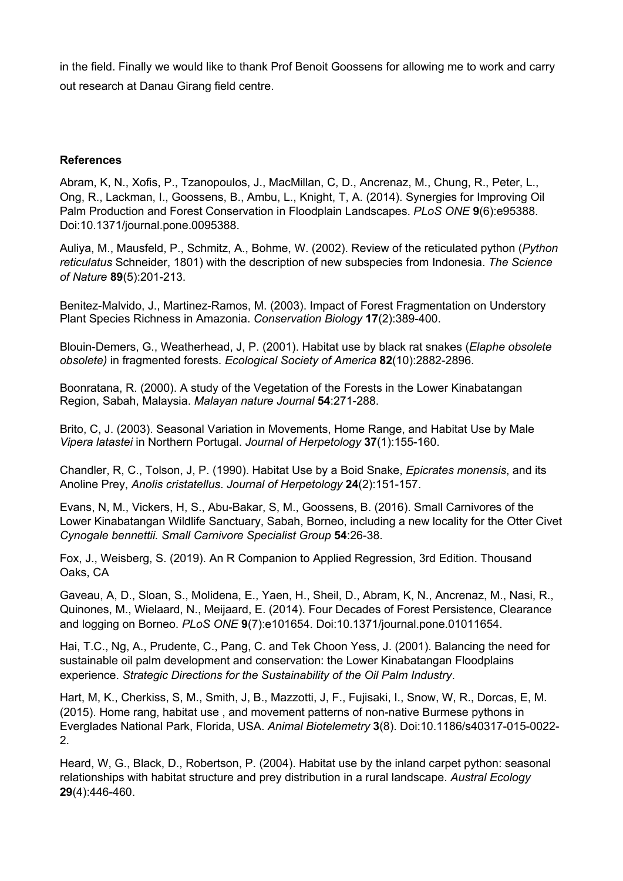in the field. Finally we would like to thank Prof Benoit Goossens for allowing me to work and carry out research at Danau Girang field centre.

**References**

Abram, K, N., Xofis, P., Tzanopoulos, J., MacMillan, C, D., Ancrenaz, M., Chung, R., Peter, L., Ong, R., Lackman, I., Goossens, B., Ambu, L., Knight, T, A. (2014). Synergies for Improving Oil Palm Production and Forest Conservation in Floodplain Landscapes. *PLoS ONE* **9**(6):e95388. Doi:10.1371/journal.pone.0095388.

Auliya, M., Mausfeld, P., Schmitz, A., Bohme, W. (2002). Review of the reticulated python (*Python reticulatus* Schneider, 1801) with the description of new subspecies from Indonesia. *The Science of Nature* **89**(5):201-213.

Benitez-Malvido, J., Martinez-Ramos, M. (2003). Impact of Forest Fragmentation on Understory Plant Species Richness in Amazonia. *Conservation Biology* **17**(2):389-400.

Blouin-Demers, G., Weatherhead, J, P. (2001). Habitat use by black rat snakes (*Elaphe obsolete obsolete)* in fragmented forests. *Ecological Society of America* **82**(10):2882-2896.

Boonratana, R. (2000). A study of the Vegetation of the Forests in the Lower Kinabatangan Region, Sabah, Malaysia. *Malayan nature Journal* **54**:271-288.

Brito, C, J. (2003). Seasonal Variation in Movements, Home Range, and Habitat Use by Male *Vipera latastei* in Northern Portugal. *Journal of Herpetology* **37**(1):155-160.

Chandler, R, C., Tolson, J, P. (1990). Habitat Use by a Boid Snake, *Epicrates monensis*, and its Anoline Prey, *Anolis cristatellus*. *Journal of Herpetology* **24**(2):151-157.

Evans, N, M., Vickers, H, S., Abu-Bakar, S, M., Goossens, B. (2016). Small Carnivores of the Lower Kinabatangan Wildlife Sanctuary, Sabah, Borneo, including a new locality for the Otter Civet *Cynogale bennettii. Small Carnivore Specialist Group* **54**:26-38.

Fox, J., Weisberg, S. (2019). An R Companion to Applied Regression, 3rd Edition. Thousand Oaks, CA

Gaveau, A, D., Sloan, S., Molidena, E., Yaen, H., Sheil, D., Abram, K, N., Ancrenaz, M., Nasi, R., Quinones, M., Wielaard, N., Meijaard, E. (2014). Four Decades of Forest Persistence, Clearance and logging on Borneo. *PLoS ONE* **9**(7):e101654. Doi:10.1371/journal.pone.01011654.

Hai, T.C., Ng, A., Prudente, C., Pang, C. and Tek Choon Yess, J. (2001). Balancing the need for sustainable oil palm development and conservation: the Lower Kinabatangan Floodplains experience. *Strategic Directions for the Sustainability of the Oil Palm Industry*.

Hart, M, K., Cherkiss, S, M., Smith, J, B., Mazzotti, J, F., Fujisaki, I., Snow, W, R., Dorcas, E, M. (2015). Home rang, habitat use , and movement patterns of non-native Burmese pythons in Everglades National Park, Florida, USA. *Animal Biotelemetry* **3**(8). Doi:10.1186/s40317-015-0022-2.

Heard, W, G., Black, D., Robertson, P. (2004). Habitat use by the inland carpet python: seasonal relationships with habitat structure and prey distribution in a rural landscape. *Austral Ecology* **29**(4):446-460.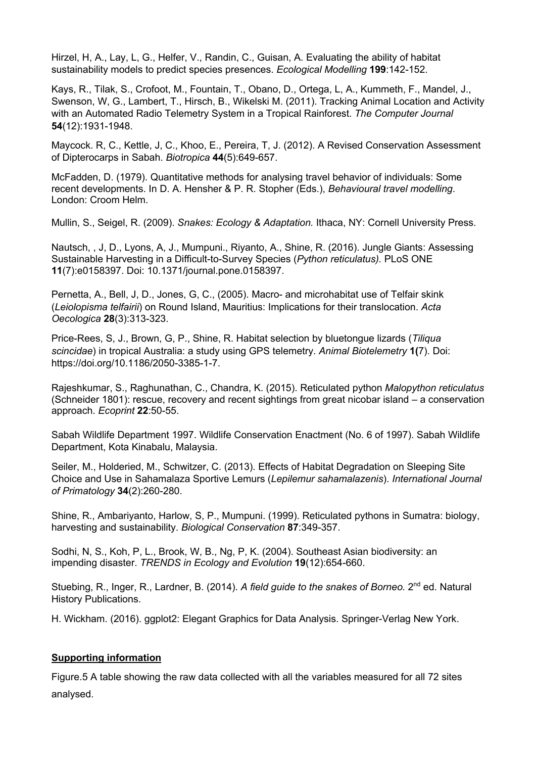Hirzel, H, A., Lay, L, G., Helfer, V., Randin, C., Guisan, A. Evaluating the ability of habitat sustainability models to predict species presences. *Ecological Modelling* **199**:142-152.

Kays, R., Tilak, S., Crofoot, M., Fountain, T., Obano, D., Ortega, L, A., Kummeth, F., Mandel, J., Swenson, W, G., Lambert, T., Hirsch, B., Wikelski M. (2011). Tracking Animal Location and Activity with an Automated Radio Telemetry System in a Tropical Rainforest. *The Computer Journal* **54**(12):1931-1948.

Maycock. R, C., Kettle, J, C., Khoo, E., Pereira, T, J. (2012). A Revised Conservation Assessment of Dipterocarps in Sabah. *Biotropica* **44**(5):649-657.

McFadden, D. (1979). Quantitative methods for analysing travel behavior of individuals: Some recent developments. In D. A. Hensher & P. R. Stopher (Eds.), *Behavioural travel modelling*. London: Croom Helm.

Mullin, S., Seigel, R. (2009). *Snakes: Ecology & Adaptation.* Ithaca, NY: Cornell University Press.

Nautsch, , J, D., Lyons, A, J., Mumpuni., Riyanto, A., Shine, R. (2016). Jungle Giants: Assessing Sustainable Harvesting in a Difficult-to-Survey Species (*Python reticulatus).* PLoS ONE **11**(7):e0158397. Doi: 10.1371/journal.pone.0158397.

Pernetta, A., Bell, J, D., Jones, G, C., (2005). Macro- and microhabitat use of Telfair skink (*Leiolopisma telfairii*) on Round Island, Mauritius: Implications for their translocation. *Acta Oecologica* **28**(3):313-323.

Price-Rees, S, J., Brown, G, P., Shine, R. Habitat selection by bluetongue lizards (*Tiliqua scincidae*) in tropical Australia: a study using GPS telemetry. *Animal Biotelemetry* **1(**7). Doi: https://doi.org/10.1186/2050-3385-1-7.

Rajeshkumar, S., Raghunathan, C., Chandra, K. (2015). Reticulated python *Malopython reticulatus* (Schneider 1801): rescue, recovery and recent sightings from great nicobar island – a conservation approach. *Ecoprint* **22**:50-55.

Sabah Wildlife Department 1997. Wildlife Conservation Enactment (No. 6 of 1997). Sabah Wildlife Department, Kota Kinabalu, Malaysia.

Seiler, M., Holderied, M., Schwitzer, C. (2013). Effects of Habitat Degradation on Sleeping Site Choice and Use in Sahamalaza Sportive Lemurs (*Lepilemur sahamalazensis*). *International Journal of Primatology* **34**(2):260-280.

Shine, R., Ambariyanto, Harlow, S, P., Mumpuni. (1999). Reticulated pythons in Sumatra: biology, harvesting and sustainability. *Biological Conservation* **87**:349-357.

Sodhi, N, S., Koh, P, L., Brook, W, B., Ng, P, K. (2004). Southeast Asian biodiversity: an impending disaster. *TRENDS in Ecology and Evolution* **19**(12):654-660.

Stuebing, R., Inger, R., Lardner, B. (2014). *A field guide to the snakes of Borneo.* 2nd ed. Natural History Publications.

H. Wickham. (2016). ggplot2: Elegant Graphics for Data Analysis. Springer-Verlag New York.

**Supporting information**

Figure.5 A table showing the raw data collected with all the variables measured for all 72 sites analysed.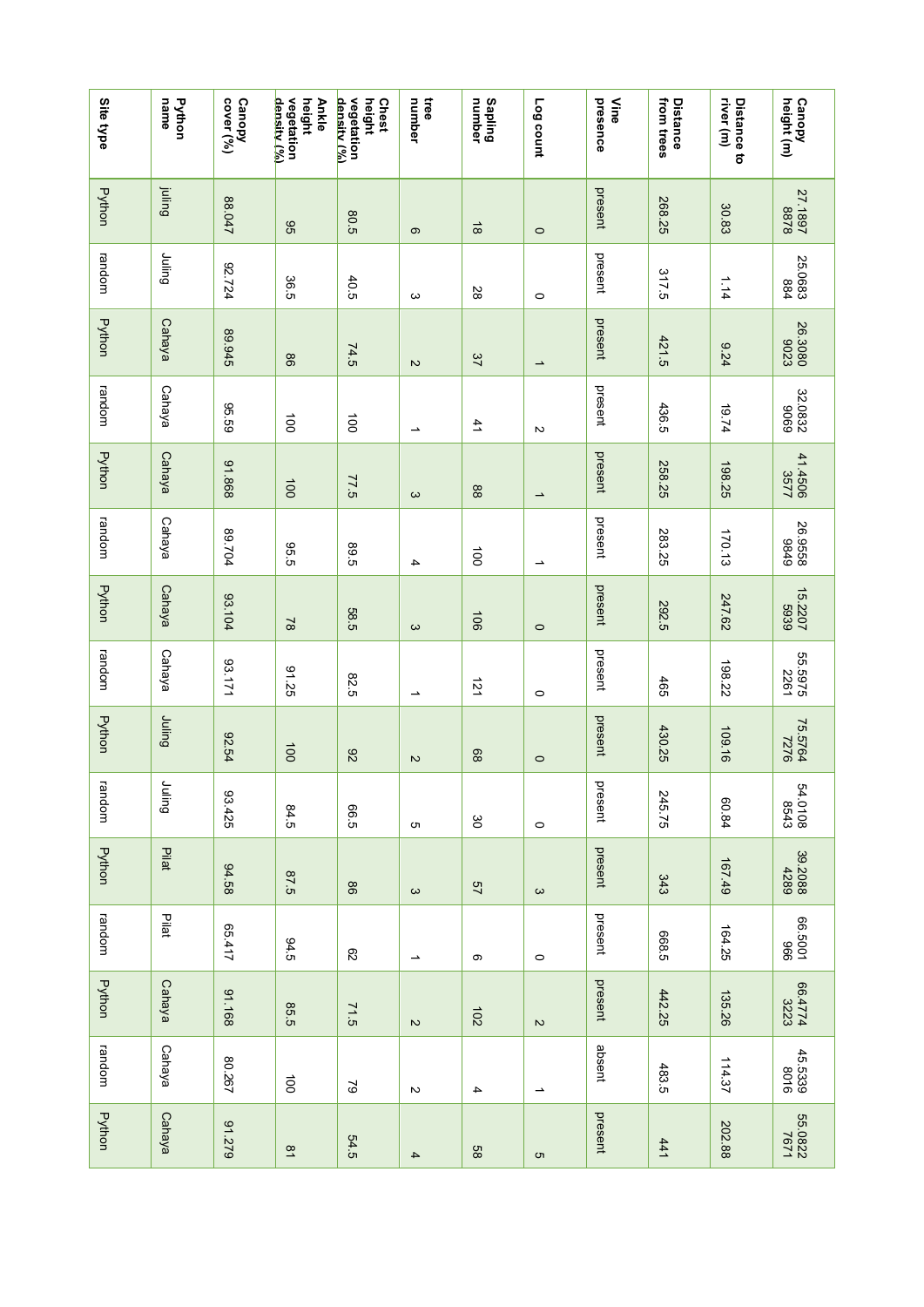| Canopy height (m) | 27.18978878 | 25.0683884 | 26.30809023 | 32.08329669 | 41.45063577 | 26.95589849 | 15.22075939 | 55.59752261 | 75.57647276 | 54.01088543 | 39.20884289 | 66.5001966 | 66.47743223 | 45.53398016 | 55.08227671 |
|---|---|---|---|---|---|---|---|---|---|---|---|---|---|---|---|
| Distance to river (m) | 30.83 | 1.14 | 9.24 | 19.74 | 198.25 | 170.13 | 247.62 | 198.22 | 109.16 | 60.84 | 167.49 | 164.25 | 135.26 | 114.37 | 202.88 |
| Distance from trees | 268.25 | 317.5 | 421.5 | 436.5 | 258.25 | 283.25 | 292.5 | 465 | 430.25 | 245.75 | 343 | 668.5 | 442.25 | 483.5 | 441 |
| Vine presence | present | present | present | present | present | present | present | present | present | present | present | present | present | absent | present |
| Log count | 0 | 0 | 1 | 2 | 1 | 1 | 0 | 0 | 0 | 0 | 3 | 0 | 2 | 1 | 5 |
| Sapling number | 18 | 28 | 37 | 41 | 88 | 100 | 106 | 121 | 68 | 30 | 57 | 6 | 102 | 4 | 58 |
| tree number | 6 | 3 | 2 | 1 | 3 | 4 | 3 | 1 | 2 | 5 | 3 | 1 | 2 | 2 | 4 |
| Chest height vegetation density (%) | 80.5 | 40.5 | 74.5 | 100 | 77.5 | 89.5 | 58.5 | 82.5 | 92 | 66.5 | 86 | 62 | 71.5 | 79 | 54.5 |
| Ankle height vegetation density (%) | 95 | 36.5 | 86 | 100 | 100 | 95.5 | 78 | 91.25 | 100 | 84.5 | 87.5 | 94.5 | 85.5 | 100 | 81 |
| Canopy cover (%) | 88.047 | 92.724 | 89.945 | 95.59 | 91.868 | 89.704 | 93.104 | 93.171 | 92.54 | 93.425 | 94.58 | 65.417 | 91.168 | 80.267 | 91.279 |
| Python name | juling | Juling | Cahaya | Cahaya | Cahaya | Cahaya | Cahaya | Cahaya | Juling | Juling | Pilat | Pilat | Cahaya | Cahaya | Cahaya |
| Site type | Python | random | Python | random | Python | random | Python | random | Python | random | Python | random | Python | random | Python |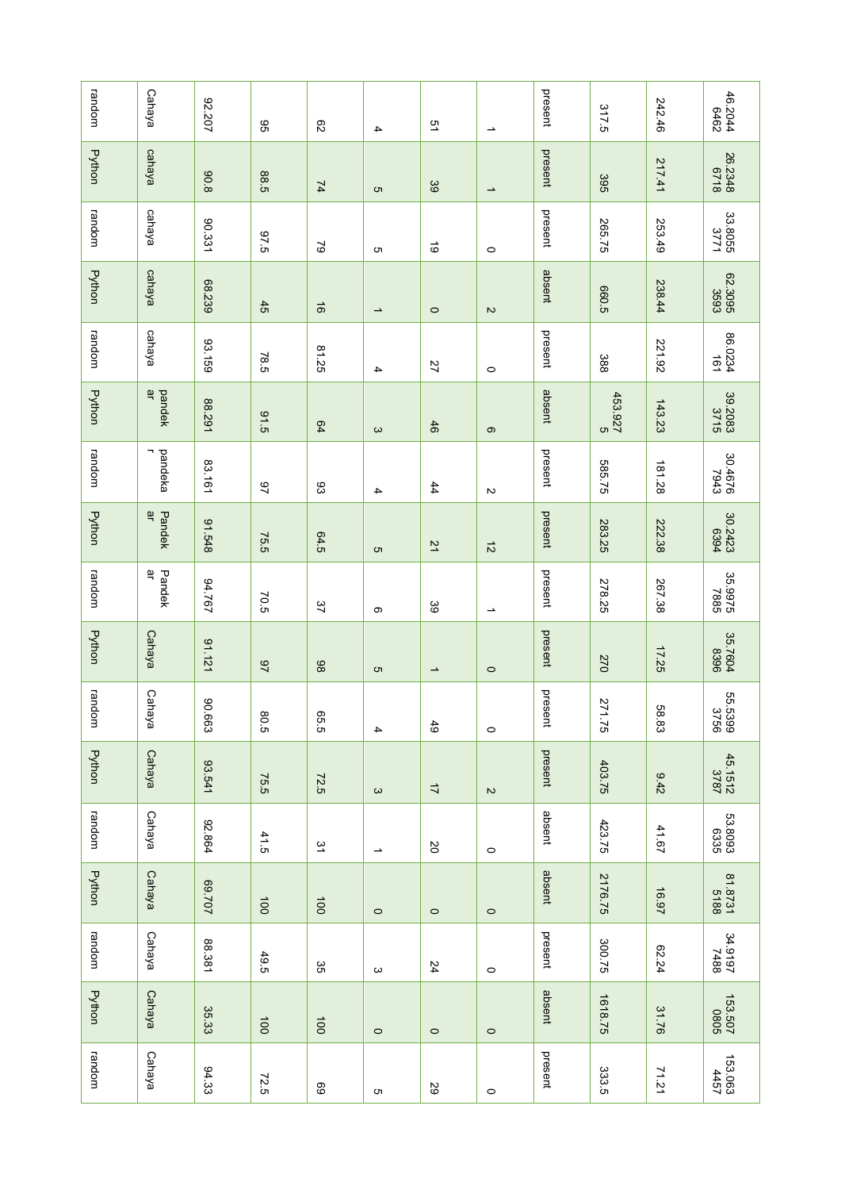| | | | | | | | | | | | |
|---|---|---|---|---|---|---|---|---|---|---|---|
| random | Cahaya | 92.207 | 95 | 62 | 4 | 51 | 1 | present | 317.5 | 242.46 | 46.20446462 |
| Python | cahaya | 90.8 | 88.5 | 74 | 5 | 39 | 1 | present | 395 | 217.41 | 26.23486718 |
| random | cahaya | 90.331 | 97.5 | 79 | 5 | 19 | 0 | present | 265.75 | 253.49 | 33.80553771 |
| Python | cahaya | 68.239 | 45 | 16 | 1 | 0 | 2 | absent | 660.5 | 238.44 | 62.30953593 |
| random | cahaya | 93.159 | 78.5 | 81.25 | 4 | 27 | 0 | present | 388 | 221.92 | 86.0234161 |
| Python | pandekar | 88.291 | 91.5 | 64 | 3 | 46 | 6 | absent | 453.9275 | 143.23 | 39.20833715 |
| random | pandekar | 83.161 | 97 | 93 | 4 | 44 | 2 | present | 585.75 | 181.28 | 30.46767943 |
| Python | Pandekar | 91.548 | 75.5 | 64.5 | 5 | 21 | 12 | present | 283.25 | 222.38 | 30.24236394 |
| random | Pandekar | 94.767 | 70.5 | 37 | 6 | 39 | 1 | present | 278.25 | 267.38 | 35.99757885 |
| Python | Cahaya | 91.121 | 97 | 98 | 5 | 1 | 0 | present | 270 | 17.25 | 35.76048396 |
| random | Cahaya | 90.663 | 80.5 | 65.5 | 4 | 49 | 0 | present | 271.75 | 58.83 | 55.53993756 |
| Python | Cahaya | 93.541 | 75.5 | 72.5 | 3 | 17 | 2 | present | 403.75 | 9.42 | 45.15123787 |
| random | Cahaya | 92.864 | 41.5 | 31 | 1 | 20 | 0 | absent | 423.75 | 41.67 | 53.80936335 |
| Python | Cahaya | 69.707 | 100 | 100 | 0 | 0 | 0 | absent | 2176.75 | 16.97 | 81.87315188 |
| random | Cahaya | 88.381 | 49.5 | 35 | 3 | 24 | 0 | present | 300.75 | 62.24 | 34.91977488 |
| Python | Cahaya | 35.33 | 100 | 100 | 0 | 0 | 0 | absent | 1618.75 | 31.76 | 153.5070805 |
| random | Cahaya | 94.33 | 72.5 | 69 | 5 | 29 | 0 | present | 333.5 | 71.21 | 153.0634457 |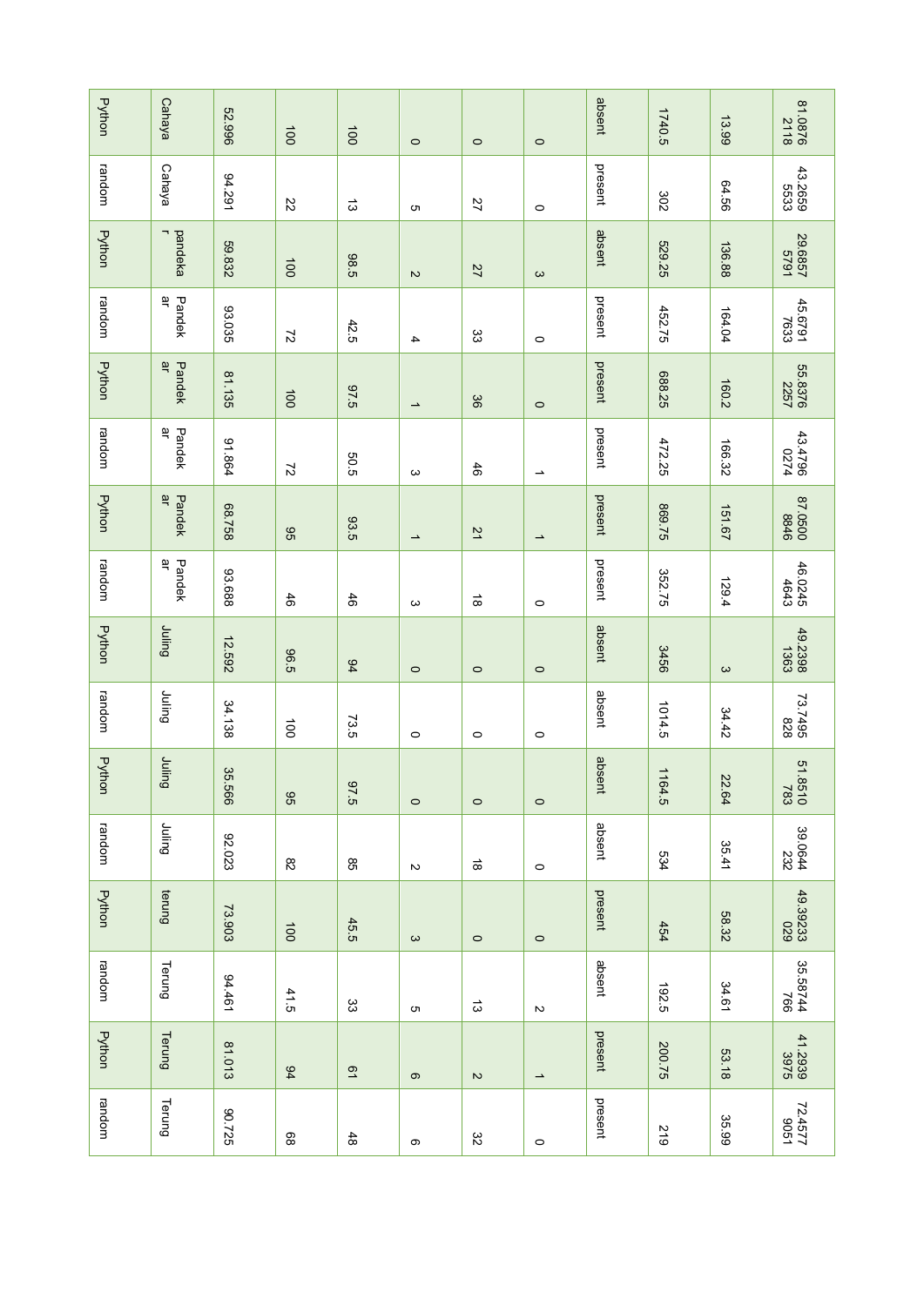| | | | | | | | | | | | |
|---|---|---|---|---|---|---|---|---|---|---|---|
| Python | Cahaya | 52.996 | 100 | 100 | 0 | 0 | 0 | absent | 1740.5 | 13.99 | 81.08762118 |
| random | Cahaya | 94.291 | 22 | 13 | 5 | 27 | 0 | present | 302 | 64.56 | 43.26595533 |
| Python | pandekar | 59.832 | 100 | 98.5 | 2 | 27 | 3 | absent | 529.25 | 136.88 | 29.68575791 |
| random | Pandekar | 93.035 | 72 | 42.5 | 4 | 33 | 0 | present | 452.75 | 164.04 | 45.67917633 |
| Python | Pandekar | 81.135 | 100 | 97.5 | 1 | 36 | 0 | present | 688.25 | 160.2 | 55.83762257 |
| random | Pandekar | 91.864 | 72 | 50.5 | 3 | 46 | 1 | present | 472.25 | 166.32 | 43.47960274 |
| Python | Pandekar | 68.758 | 95 | 93.5 | 1 | 21 | 1 | present | 869.75 | 151.67 | 87.05008846 |
| random | Pandekar | 93.688 | 46 | 46 | 3 | 18 | 0 | present | 352.75 | 129.4 | 46.02454643 |
| Python | Juling | 12.592 | 96.5 | 94 | 0 | 0 | 0 | absent | 3456 | 3 | 49.23981363 |
| random | Juling | 34.138 | 100 | 73.5 | 0 | 0 | 0 | absent | 1014.5 | 34.42 | 73.7495828 |
| Python | Juling | 35.566 | 95 | 97.5 | 0 | 0 | 0 | absent | 1164.5 | 22.64 | 51.8510783 |
| random | Juling | 92.023 | 82 | 85 | 2 | 18 | 0 | absent | 534 | 35.41 | 39.0644232 |
| Python | terung | 73.903 | 100 | 45.5 | 3 | 0 | 0 | present | 454 | 58.32 | 49.39233029 |
| random | Terung | 94.461 | 41.5 | 33 | 5 | 13 | 2 | absent | 192.5 | 34.61 | 35.58744766 |
| Python | Terung | 81.013 | 94 | 61 | 6 | 2 | 1 | present | 200.75 | 53.18 | 41.29393975 |
| random | Terung | 90.725 | 68 | 48 | 6 | 32 | 0 | present | 219 | 35.99 | 72.45779051 |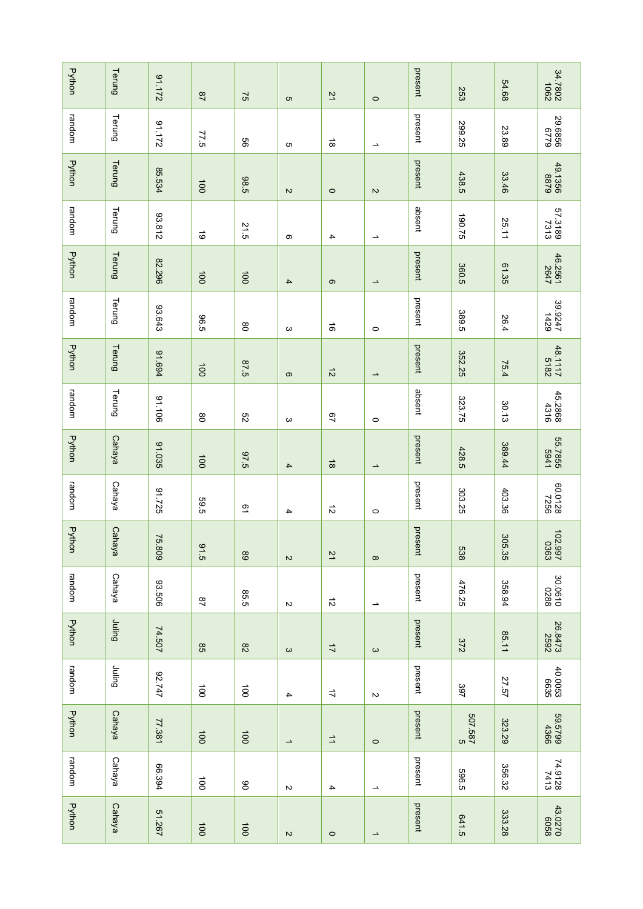| | | | | | | | | | | | |
|---|---|---|---|---|---|---|---|---|---|---|---|
| Python | Terung | 91.172 | 87 | 75 | 5 | 21 | 0 | present | 253 | 54.68 | 34.78021062 |
| random | Terung | 91.172 | 77.5 | 56 | 5 | 18 | 1 | present | 299.25 | 23.89 | 29.68566779 |
| Python | Terung | 85.534 | 100 | 98.5 | 2 | 0 | 2 | present | 438.5 | 33.46 | 49.13568879 |
| random | Terung | 93.812 | 19 | 21.5 | 6 | 4 | 1 | absent | 190.75 | 25.11 | 57.31897313 |
| Python | Terung | 82.296 | 100 | 100 | 4 | 6 | 1 | present | 360.5 | 61.35 | 46.25612647 |
| random | Terung | 93.643 | 96.5 | 80 | 3 | 16 | 0 | present | 389.5 | 26.4 | 39.92471429 |
| Python | Terung | 91.694 | 100 | 87.5 | 6 | 12 | 1 | present | 352.25 | 75.4 | 48.11175182 |
| random | Terung | 91.106 | 80 | 52 | 3 | 67 | 0 | absent | 323.75 | 30.13 | 45.28684316 |
| Python | Cahaya | 91.035 | 100 | 97.5 | 4 | 18 | 1 | present | 428.5 | 389.44 | 55.78555941 |
| random | Cahaya | 91.725 | 59.5 | 61 | 4 | 12 | 0 | present | 303.25 | 403.36 | 60.01287256 |
| Python | Cahaya | 75.809 | 91.5 | 89 | 2 | 21 | 8 | present | 538 | 305.35 | 102.9970363 |
| random | Cahaya | 93.506 | 87 | 85.5 | 2 | 12 | 1 | present | 476.25 | 358.94 | 30.06100288 |
| Python | Juling | 74.507 | 85 | 82 | 3 | 17 | 3 | present | 372 | 85.11 | 26.84732592 |
| random | Juling | 92.747 | 100 | 100 | 4 | 17 | 2 | present | 397 | 27.57 | 40.00536635 |
| Python | Cahaya | 77.381 | 100 | 100 | 1 | 11 | 0 | present | 507.5875 | 323.29 | 59.57994366 |
| random | Cahaya | 66.394 | 100 | 90 | 2 | 4 | 1 | present | 596.5 | 356.32 | 74.91287413 |
| Python | Cahaya | 51.267 | 100 | 100 | 2 | 0 | 1 | present | 641.5 | 333.28 | 43.02706058 |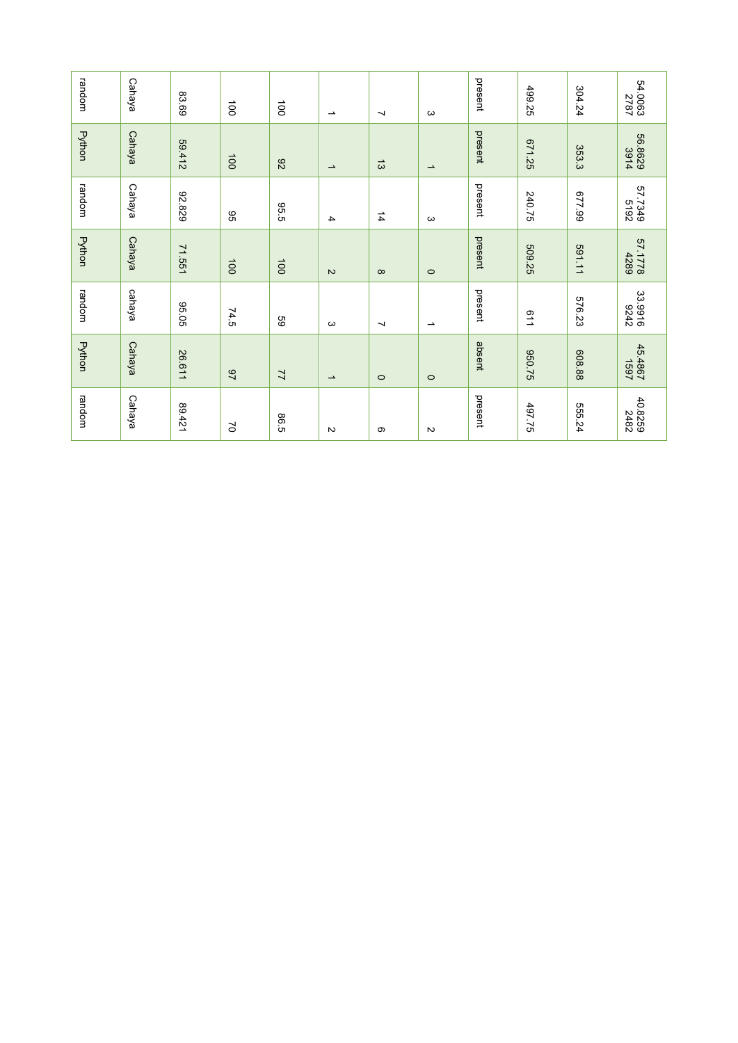| | | | | | | | | | | | |
|---|---|---|---|---|---|---|---|---|---|---|---|
| random | Cahaya | 83.69 | 100 | 100 | 1 | 7 | 3 | present | 499.25 | 304.24 | 54.00632787 |
| Python | Cahaya | 59.412 | 100 | 92 | 1 | 13 | 1 | present | 671.25 | 353.3 | 56.86293914 |
| random | Cahaya | 92.829 | 95 | 95.5 | 4 | 14 | 3 | present | 240.75 | 677.99 | 57.73495192 |
| Python | Cahaya | 71.551 | 100 | 100 | 2 | 8 | 0 | present | 509.25 | 591.11 | 57.17784289 |
| random | cahaya | 95.05 | 74.5 | 59 | 3 | 7 | 1 | present | 611 | 576.23 | 33.99169242 |
| Python | Cahaya | 26.611 | 97 | 77 | 1 | 0 | 0 | absent | 950.75 | 608.88 | 45.48671597 |
| random | Cahaya | 89.421 | 70 | 86.5 | 2 | 6 | 2 | present | 497.75 | 555.24 | 40.82592482 |